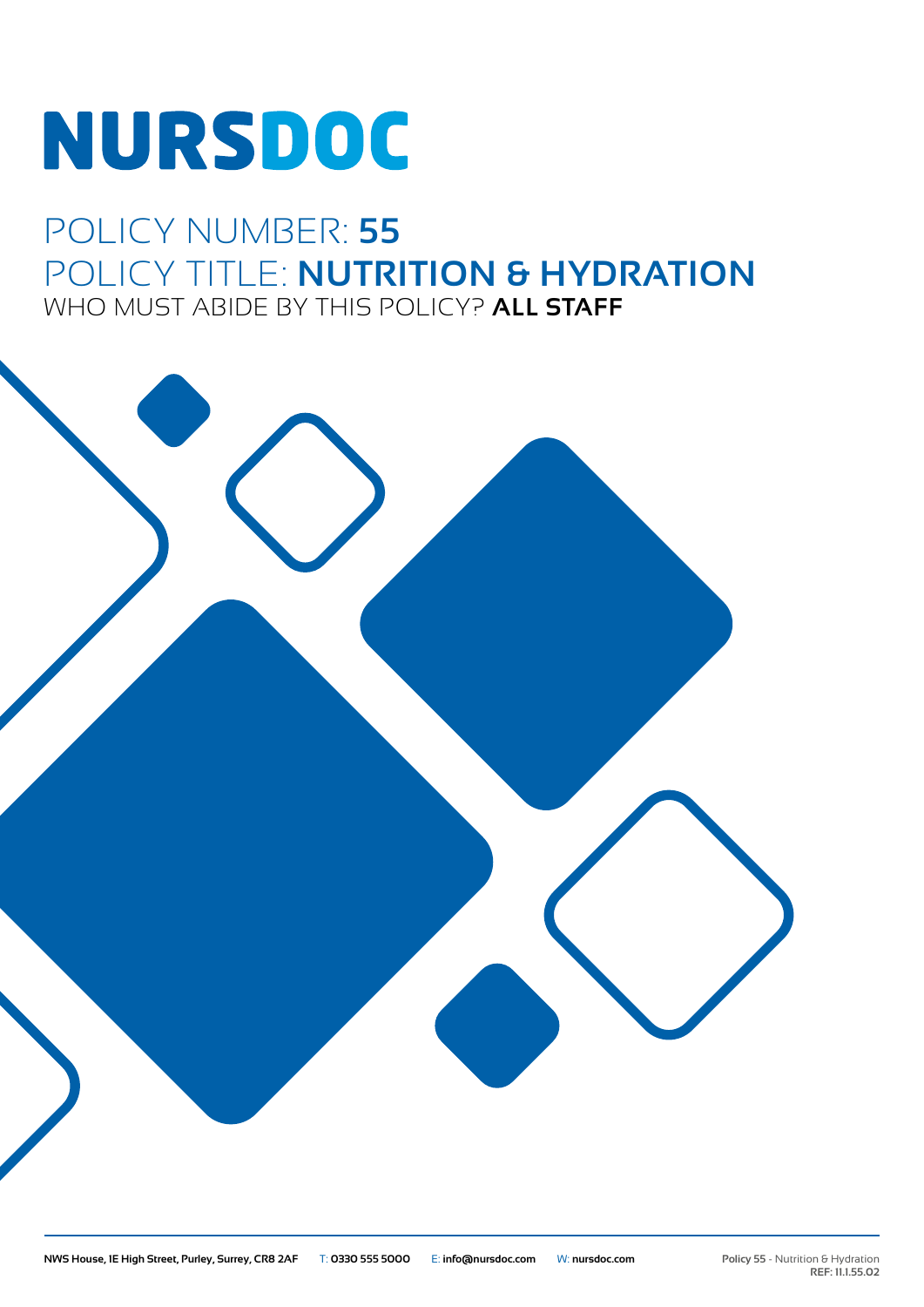# NURSDOC

## POLICY NUMBER: **55**

## POLICY TITLE: **NUTRITION & HYDRATION**

WHO MUST ABIDE BY THIS POLICY? **ALL STAFF**

**NWS House, 1E High Street, Purley, Surrey, CR8 2AF** T: **0330 555 5000** E: **info@nursdoc.com** W: **nursdoc.com**

**Policy 55** - Nutrition & Hydration
**REF: 11.1.55.02**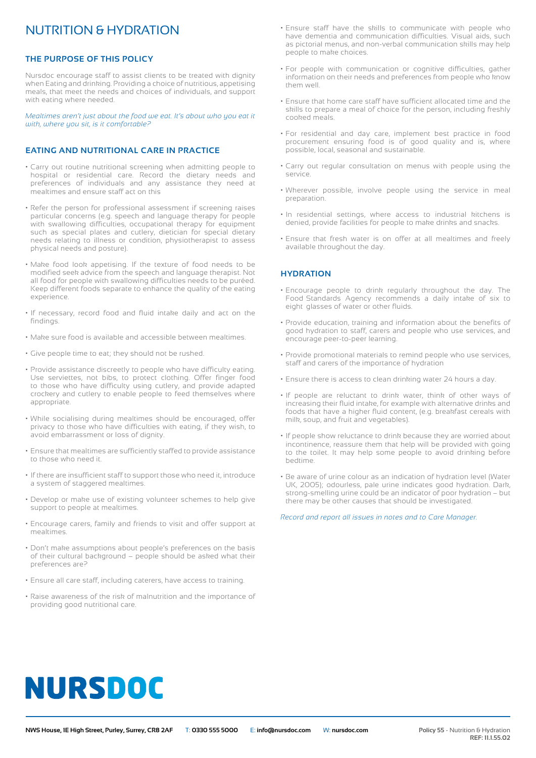# NUTRITION & HYDRATION

## THE PURPOSE OF THIS POLICY

Nursdoc encourage staff to assist clients to be treated with dignity when Eating and drinking. Providing a choice of nutritious, appetising meals, that meet the needs and choices of individuals, and support with eating where needed.

*Mealtimes aren't just about the food we eat. It's about who you eat it with, where you sit, is it comfortable?*

## EATING AND NUTRITIONAL CARE IN PRACTICE

- Carry out routine nutritional screening when admitting people to hospital or residential care. Record the dietary needs and preferences of individuals and any assistance they need at mealtimes and ensure staff act on this
- Refer the person for professional assessment if screening raises particular concerns (e.g. speech and language therapy for people with swallowing difficulties, occupational therapy for equipment such as special plates and cutlery, dietician for special dietary needs relating to illness or condition, physiotherapist to assess physical needs and posture).
- Make food look appetising. If the texture of food needs to be modified seek advice from the speech and language therapist. Not all food for people with swallowing difficulties needs to be puréed. Keep different foods separate to enhance the quality of the eating experience.
- If necessary, record food and fluid intake daily and act on the findings.
- Make sure food is available and accessible between mealtimes.
- Give people time to eat; they should not be rushed.
- Provide assistance discreetly to people who have difficulty eating. Use serviettes, not bibs, to protect clothing. Offer finger food to those who have difficulty using cutlery, and provide adapted crockery and cutlery to enable people to feed themselves where appropriate.
- While socialising during mealtimes should be encouraged, offer privacy to those who have difficulties with eating, if they wish, to avoid embarrassment or loss of dignity.
- Ensure that mealtimes are sufficiently staffed to provide assistance to those who need it.
- If there are insufficient staff to support those who need it, introduce a system of staggered mealtimes.
- Develop or make use of existing volunteer schemes to help give support to people at mealtimes.
- Encourage carers, family and friends to visit and offer support at mealtimes.
- Don't make assumptions about people's preferences on the basis of their cultural background – people should be asked what their preferences are?
- Ensure all care staff, including caterers, have access to training.
- Raise awareness of the risk of malnutrition and the importance of providing good nutritional care.
- Ensure staff have the skills to communicate with people who have dementia and communication difficulties. Visual aids, such as pictorial menus, and non-verbal communication skills may help people to make choices.
- For people with communication or cognitive difficulties, gather information on their needs and preferences from people who know them well.
- Ensure that home care staff have sufficient allocated time and the skills to prepare a meal of choice for the person, including freshly cooked meals.
- For residential and day care, implement best practice in food procurement ensuring food is of good quality and is, where possible, local, seasonal and sustainable.
- Carry out regular consultation on menus with people using the service.
- Wherever possible, involve people using the service in meal preparation.
- In residential settings, where access to industrial kitchens is denied, provide facilities for people to make drinks and snacks.
- Ensure that fresh water is on offer at all mealtimes and freely available throughout the day.

## HYDRATION

- Encourage people to drink regularly throughout the day. The Food Standards Agency recommends a daily intake of six to eight glasses of water or other fluids.
- Provide education, training and information about the benefits of good hydration to staff, carers and people who use services, and encourage peer-to-peer learning.
- Provide promotional materials to remind people who use services, staff and carers of the importance of hydration
- Ensure there is access to clean drinking water 24 hours a day.
- If people are reluctant to drink water, think of other ways of increasing their fluid intake, for example with alternative drinks and foods that have a higher fluid content, (e.g. breakfast cereals with milk, soup, and fruit and vegetables).
- If people show reluctance to drink because they are worried about incontinence, reassure them that help will be provided with going to the toilet. It may help some people to avoid drinking before bedtime.
- Be aware of urine colour as an indication of hydration level (Water UK, 2005); odourless, pale urine indicates good hydration. Dark, strong-smelling urine could be an indicator of poor hydration – but there may be other causes that should be investigated.

*Record and report all issues in notes and to Care Manager.*

NURSDOC

NWS House, 1E High Street, Purley, Surrey, CR8 2AF T: 0330 555 5000 E: info@nursdoc.com W: nursdoc.com

Policy 55 - Nutrition & Hydration
REF: 11.1.55.02